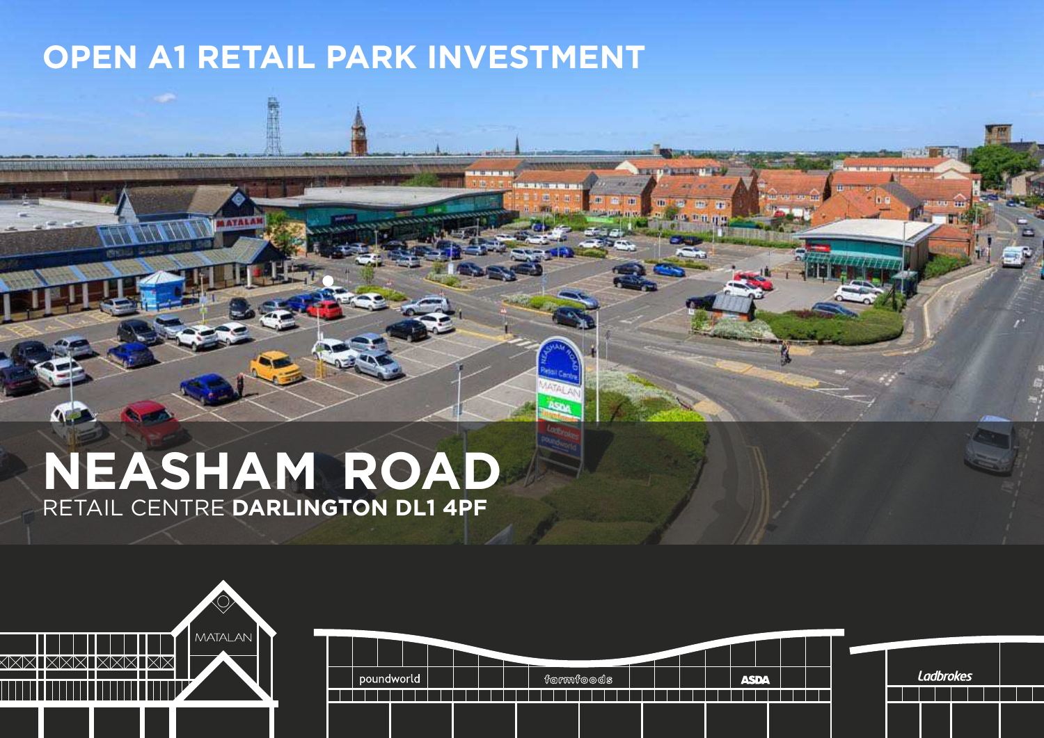# OPEN A1 RETAIL PARK INVESTMENT

# NEASHAM ROAD

RETAIL CENTRE **DARLINGTON DL1 4PF**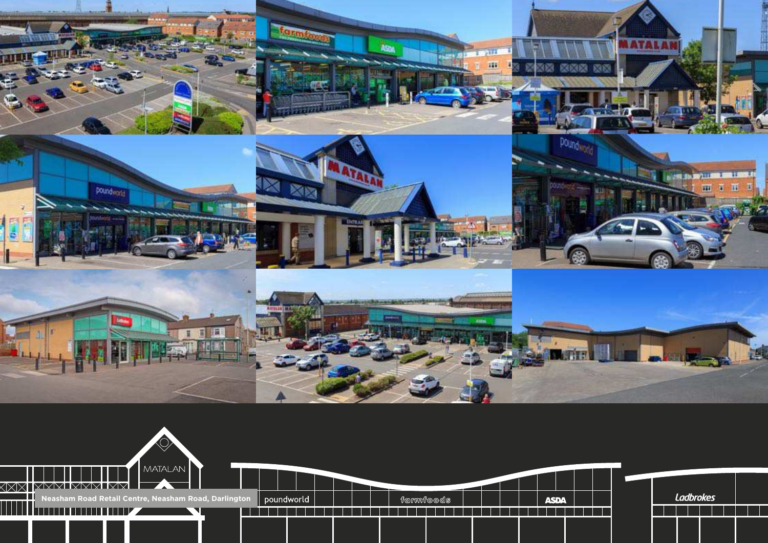Neasham Road Retail Centre, Neasham Road, Darlington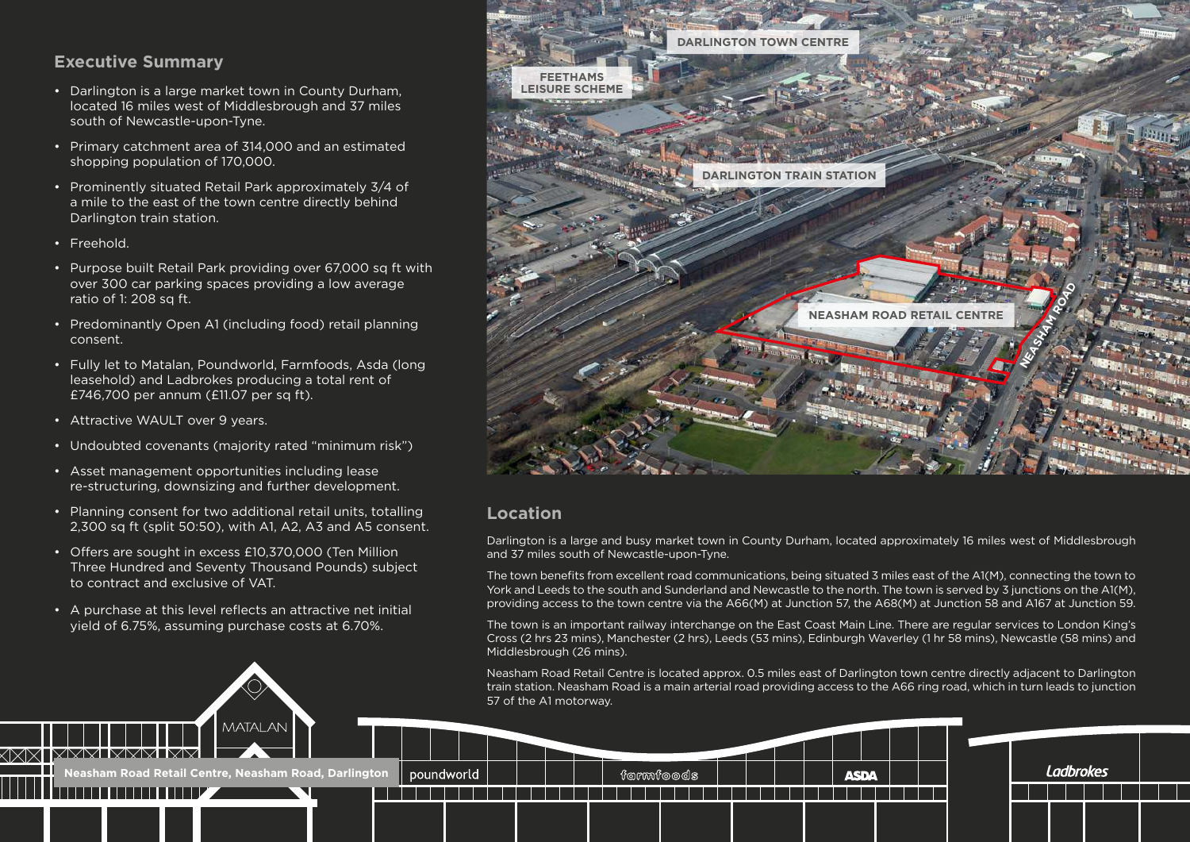## Executive Summary

- Darlington is a large market town in County Durham, located 16 miles west of Middlesbrough and 37 miles south of Newcastle-upon-Tyne.
- Primary catchment area of 314,000 and an estimated shopping population of 170,000.
- Prominently situated Retail Park approximately 3/4 of a mile to the east of the town centre directly behind Darlington train station.
- Freehold.
- Purpose built Retail Park providing over 67,000 sq ft with over 300 car parking spaces providing a low average ratio of 1: 208 sq ft.
- Predominantly Open A1 (including food) retail planning consent.
- Fully let to Matalan, Poundworld, Farmfoods, Asda (long leasehold) and Ladbrokes producing a total rent of £746,700 per annum (£11.07 per sq ft).
- Attractive WAULT over 9 years.
- Undoubted covenants (majority rated "minimum risk")
- Asset management opportunities including lease re-structuring, downsizing and further development.
- Planning consent for two additional retail units, totalling 2,300 sq ft (split 50:50), with A1, A2, A3 and A5 consent.
- Offers are sought in excess £10,370,000 (Ten Million Three Hundred and Seventy Thousand Pounds) subject to contract and exclusive of VAT.
- A purchase at this level reflects an attractive net initial yield of 6.75%, assuming purchase costs at 6.70%.

DARLINGTON TOWN CENTRE

FEETHAMS LEISURE SCHEME

DARLINGTON TRAIN STATION

NEASHAM ROAD RETAIL CENTRE

NEASHAM ROAD

## Location

Darlington is a large and busy market town in County Durham, located approximately 16 miles west of Middlesbrough and 37 miles south of Newcastle-upon-Tyne.

The town benefits from excellent road communications, being situated 3 miles east of the A1(M), connecting the town to York and Leeds to the south and Sunderland and Newcastle to the north. The town is served by 3 junctions on the A1(M), providing access to the town centre via the A66(M) at Junction 57, the A68(M) at Junction 58 and A167 at Junction 59.

The town is an important railway interchange on the East Coast Main Line. There are regular services to London King's Cross (2 hrs 23 mins), Manchester (2 hrs), Leeds (53 mins), Edinburgh Waverley (1 hr 58 mins), Newcastle (58 mins) and Middlesbrough (26 mins).

Neasham Road Retail Centre is located approx. 0.5 miles east of Darlington town centre directly adjacent to Darlington train station. Neasham Road is a main arterial road providing access to the A66 ring road, which in turn leads to junction 57 of the A1 motorway.

Neasham Road Retail Centre, Neasham Road, Darlington

MATALAN poundworld farmfoods ASDA Ladbrokes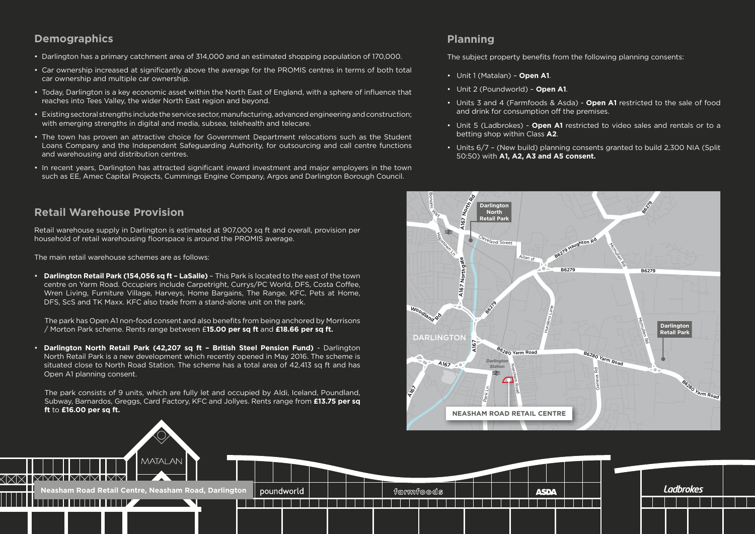## Demographics

- Darlington has a primary catchment area of 314,000 and an estimated shopping population of 170,000.
- Car ownership increased at significantly above the average for the PROMIS centres in terms of both total car ownership and multiple car ownership.
- Today, Darlington is a key economic asset within the North East of England, with a sphere of influence that reaches into Tees Valley, the wider North East region and beyond.
- Existing sectoral strengths include the service sector, manufacturing, advanced engineering and construction; with emerging strengths in digital and media, subsea, telehealth and telecare.
- The town has proven an attractive choice for Government Department relocations such as the Student Loans Company and the Independent Safeguarding Authority, for outsourcing and call centre functions and warehousing and distribution centres.
- In recent years, Darlington has attracted significant inward investment and major employers in the town such as EE, Amec Capital Projects, Cummings Engine Company, Argos and Darlington Borough Council.

## Retail Warehouse Provision

Retail warehouse supply in Darlington is estimated at 907,000 sq ft and overall, provision per household of retail warehousing floorspace is around the PROMIS average.

The main retail warehouse schemes are as follows:

- **Darlington Retail Park (154,056 sq ft – LaSalle)** – This Park is located to the east of the town centre on Yarm Road. Occupiers include Carpetright, Currys/PC World, DFS, Costa Coffee, Wren Living, Furniture Village, Harveys, Home Bargains, The Range, KFC, Pets at Home, DFS, ScS and TK Maxx. KFC also trade from a stand-alone unit on the park.

  The park has Open A1 non-food consent and also benefits from being anchored by Morrisons / Morton Park scheme. Rents range between £**15.00 per sq ft** and **£18.66 per sq ft.**

- **Darlington North Retail Park (42,207 sq ft – British Steel Pension Fund)** - Darlington North Retail Park is a new development which recently opened in May 2016. The scheme is situated close to North Road Station. The scheme has a total area of 42,413 sq ft and has Open A1 planning consent.

  The park consists of 9 units, which are fully let and occupied by Aldi, Iceland, Poundland, Subway, Barnardos, Greggs, Card Factory, KFC and Jollyes. Rents range from **£13.75 per sq ft** to **£16.00 per sq ft.**

## Planning

The subject property benefits from the following planning consents:

- Unit 1 (Matalan) – **Open A1**.
- Unit 2 (Poundworld) – **Open A1**.
- Units 3 and 4 (Farmfoods & Asda) - **Open A1** restricted to the sale of food and drink for consumption off the premises.
- Unit 5 (Ladbrokes) - **Open A1** restricted to video sales and rentals or to a betting shop within Class **A2**.
- Units 6/7 – (New build) planning consents granted to build 2,300 NIA (Split 50:50) with **A1, A2, A3 and A5 consent.**

Neasham Road Retail Centre, Neasham Road, Darlington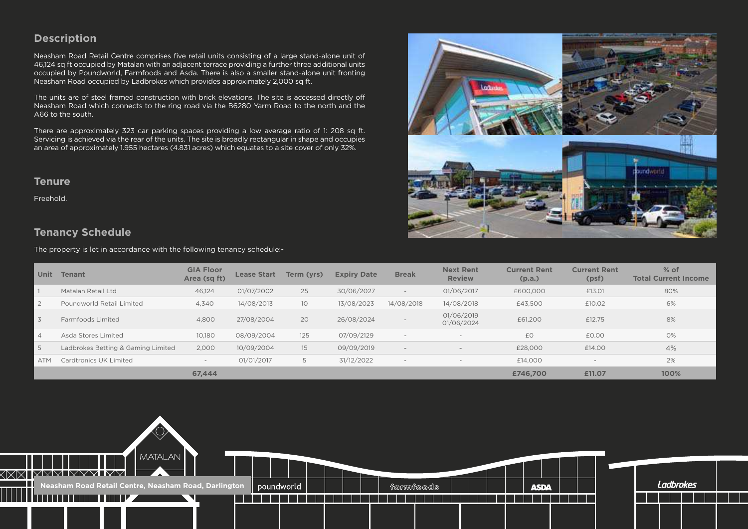## Description

Neasham Road Retail Centre comprises five retail units consisting of a large stand-alone unit of 46,124 sq ft occupied by Matalan with an adjacent terrace providing a further three additional units occupied by Poundworld, Farmfoods and Asda. There is also a smaller stand-alone unit fronting Neasham Road occupied by Ladbrokes which provides approximately 2,000 sq ft.

The units are of steel framed construction with brick elevations. The site is accessed directly off Neasham Road which connects to the ring road via the B6280 Yarm Road to the north and the A66 to the south.

There are approximately 323 car parking spaces providing a low average ratio of 1: 208 sq ft. Servicing is achieved via the rear of the units. The site is broadly rectangular in shape and occupies an area of approximately 1.955 hectares (4.831 acres) which equates to a site cover of only 32%.

## Tenure

Freehold.

## Tenancy Schedule

The property is let in accordance with the following tenancy schedule:-

| Unit | Tenant | GIA Floor Area (sq ft) | Lease Start | Term (yrs) | Expiry Date | Break | Next Rent Review | Current Rent (p.a.) | Current Rent (psf) | % of Total Current Income |
|---|---|---|---|---|---|---|---|---|---|---|
| 1 | Matalan Retail Ltd | 46,124 | 01/07/2002 | 25 | 30/06/2027 | - | 01/06/2017 | £600,000 | £13.01 | 80% |
| 2 | Poundworld Retail Limited | 4,340 | 14/08/2013 | 10 | 13/08/2023 | 14/08/2018 | 14/08/2018 | £43,500 | £10.02 | 6% |
| 3 | Farmfoods Limited | 4,800 | 27/08/2004 | 20 | 26/08/2024 | - | 01/06/2019 01/06/2024 | £61,200 | £12.75 | 8% |
| 4 | Asda Stores Limited | 10,180 | 08/09/2004 | 125 | 07/09/2129 | - | - | £0 | £0.00 | 0% |
| 5 | Ladbrokes Betting & Gaming Limited | 2,000 | 10/09/2004 | 15 | 09/09/2019 | - | - | £28,000 | £14.00 | 4% |
| ATM | Cardtronics UK Limited | - | 01/01/2017 | 5 | 31/12/2022 | - | - | £14,000 | - | 2% |
| | | **67,444** | | | | | | **£746,700** | **£11.07** | **100%** |

Neasham Road Retail Centre, Neasham Road, Darlington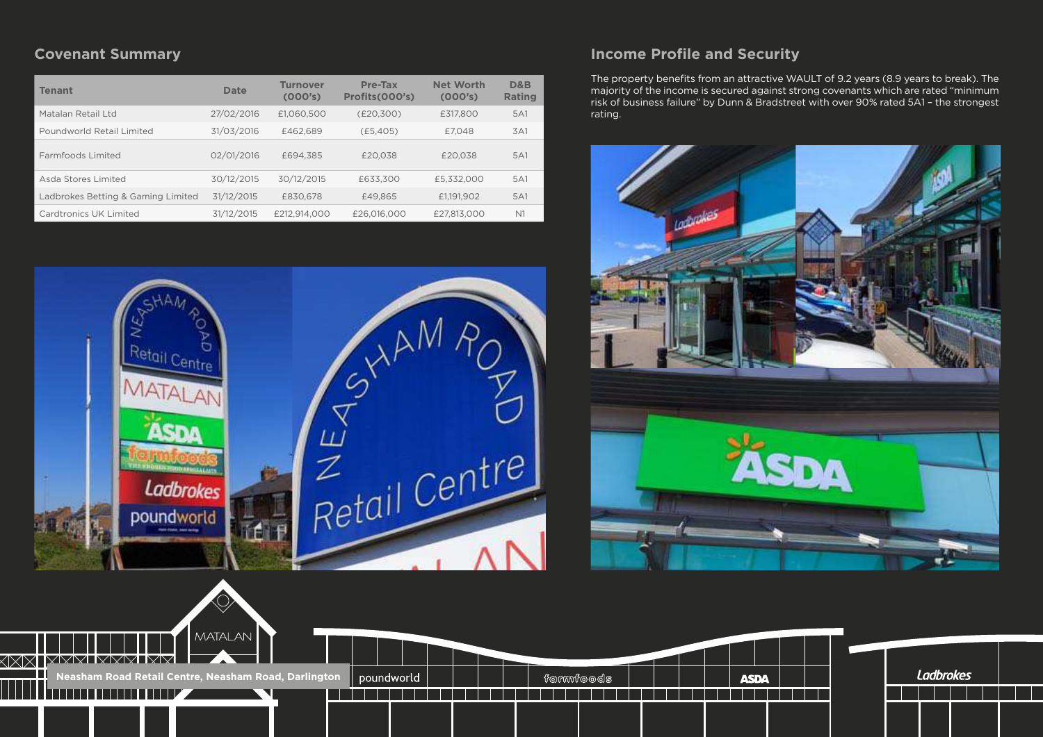## Covenant Summary

| Tenant | Date | Turnover (000's) | Pre-Tax Profits(000's) | Net Worth (000's) | D&B Rating |
|---|---|---|---|---|---|
| Matalan Retail Ltd | 27/02/2016 | £1,060,500 | (£20,300) | £317,800 | 5A1 |
| Poundworld Retail Limited | 31/03/2016 | £462,689 | (£5,405) | £7,048 | 3A1 |
| Farmfoods Limited | 02/01/2016 | £694,385 | £20,038 | £20,038 | 5A1 |
| Asda Stores Limited | 30/12/2015 | 30/12/2015 | £633,300 | £5,332,000 | 5A1 |
| Ladbrokes Betting & Gaming Limited | 31/12/2015 | £830,678 | £49,865 | £1,191,902 | 5A1 |
| Cardtronics UK Limited | 31/12/2015 | £212,914,000 | £26,016,000 | £27,813,000 | N1 |

## Income Profile and Security

The property benefits from an attractive WAULT of 9.2 years (8.9 years to break). The majority of the income is secured against strong covenants which are rated "minimum risk of business failure" by Dunn & Bradstreet with over 90% rated 5A1 – the strongest rating.

Neasham Road Retail Centre, Neasham Road, Darlington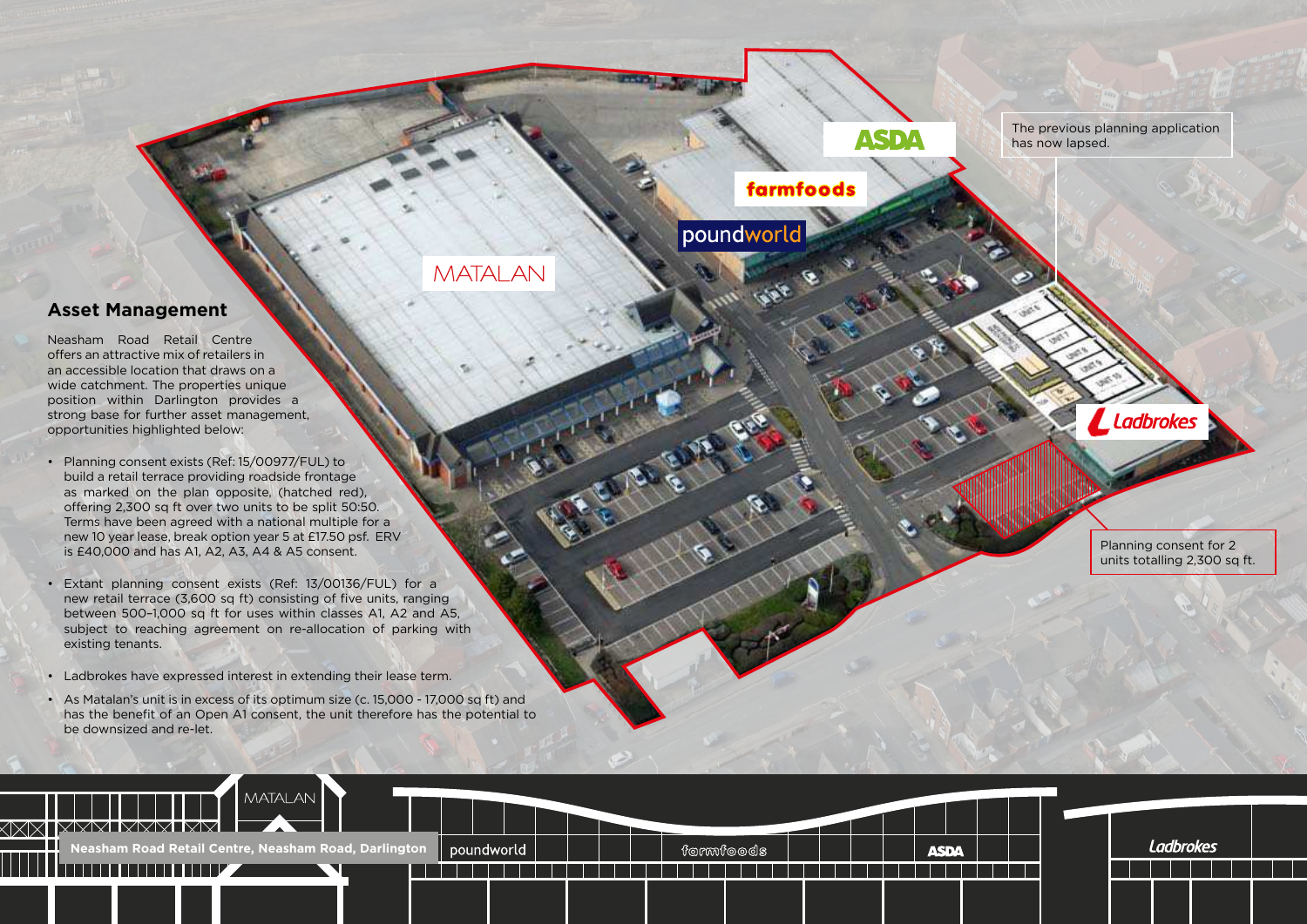## Asset Management

Neasham Road Retail Centre offers an attractive mix of retailers in an accessible location that draws on a wide catchment. The properties unique position within Darlington provides a strong base for further asset management, opportunities highlighted below:

- Planning consent exists (Ref: 15/00977/FUL) to build a retail terrace providing roadside frontage as marked on the plan opposite, (hatched red), offering 2,300 sq ft over two units to be split 50:50. Terms have been agreed with a national multiple for a new 10 year lease, break option year 5 at £17.50 psf. ERV is £40,000 and has A1, A2, A3, A4 & A5 consent.
- Extant planning consent exists (Ref: 13/00136/FUL) for a new retail terrace (3,600 sq ft) consisting of five units, ranging between 500–1,000 sq ft for uses within classes A1, A2 and A5, subject to reaching agreement on re-allocation of parking with existing tenants.
- Ladbrokes have expressed interest in extending their lease term.
- As Matalan's unit is in excess of its optimum size (c. 15,000 - 17,000 sq ft) and has the benefit of an Open A1 consent, the unit therefore has the potential to be downsized and re-let.

The previous planning application has now lapsed.

Planning consent for 2 units totalling 2,300 sq ft.

MATALAN

ASDA

farmfoods

poundworld

Ladbrokes

Neasham Road Retail Centre, Neasham Road, Darlington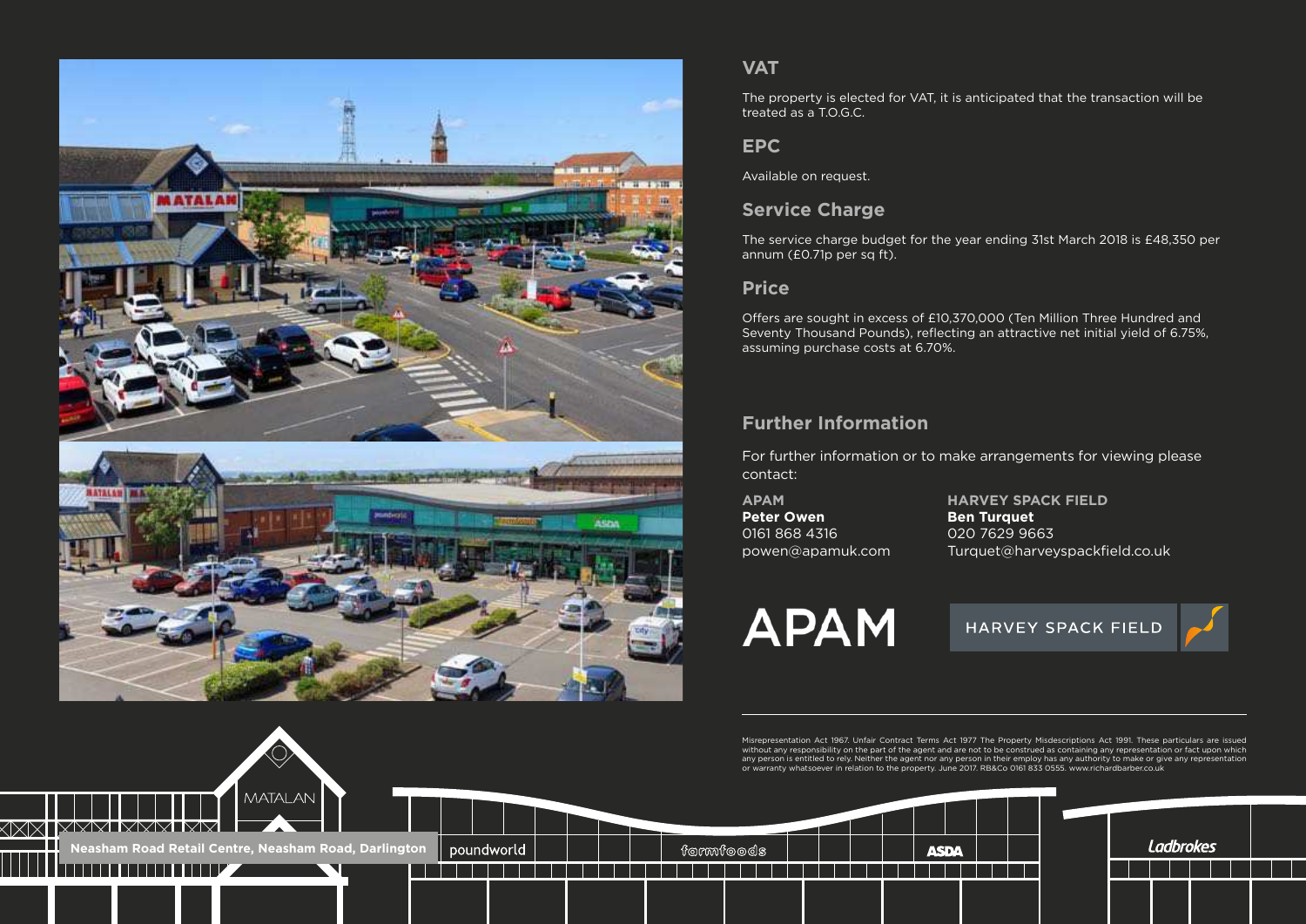## VAT

The property is elected for VAT, it is anticipated that the transaction will be treated as a T.O.G.C.

## EPC

Available on request.

## Service Charge

The service charge budget for the year ending 31st March 2018 is £48,350 per annum (£0.71p per sq ft).

## Price

Offers are sought in excess of £10,370,000 (Ten Million Three Hundred and Seventy Thousand Pounds), reflecting an attractive net initial yield of 6.75%, assuming purchase costs at 6.70%.

## Further Information

For further information or to make arrangements for viewing please contact:

**APAM**
**Peter Owen**
0161 868 4316
powen@apamuk.com

**HARVEY SPACK FIELD**
**Ben Turquet**
020 7629 9663
Turquet@harveyspackfield.co.uk

Misrepresentation Act 1967. Unfair Contract Terms Act 1977 The Property Misdescriptions Act 1991. These particulars are issued without any responsibility on the part of the agent and are not to be construed as containing any representation or fact upon which any person is entitled to rely. Neither the agent nor any person in their employ has any authority to make or give any representation or warranty whatsoever in relation to the property. June 2017. RB&Co 0161 833 0555. www.richardbarber.co.uk

Neasham Road Retail Centre, Neasham Road, Darlington